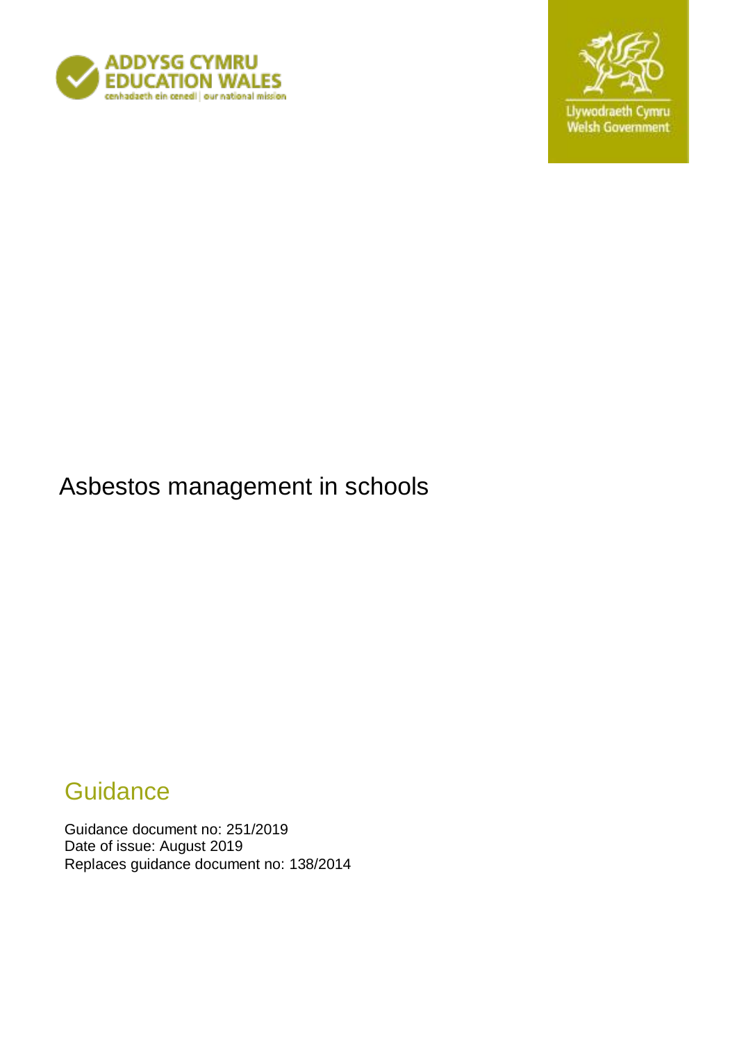ADDYSG CYMRU
EDUCATION WALES
cenhadaeth ein cenedl | our national mission

Llywodraeth Cymru
Welsh Government

# Asbestos management in schools

## Guidance

Guidance document no: 251/2019
Date of issue: August 2019
Replaces guidance document no: 138/2014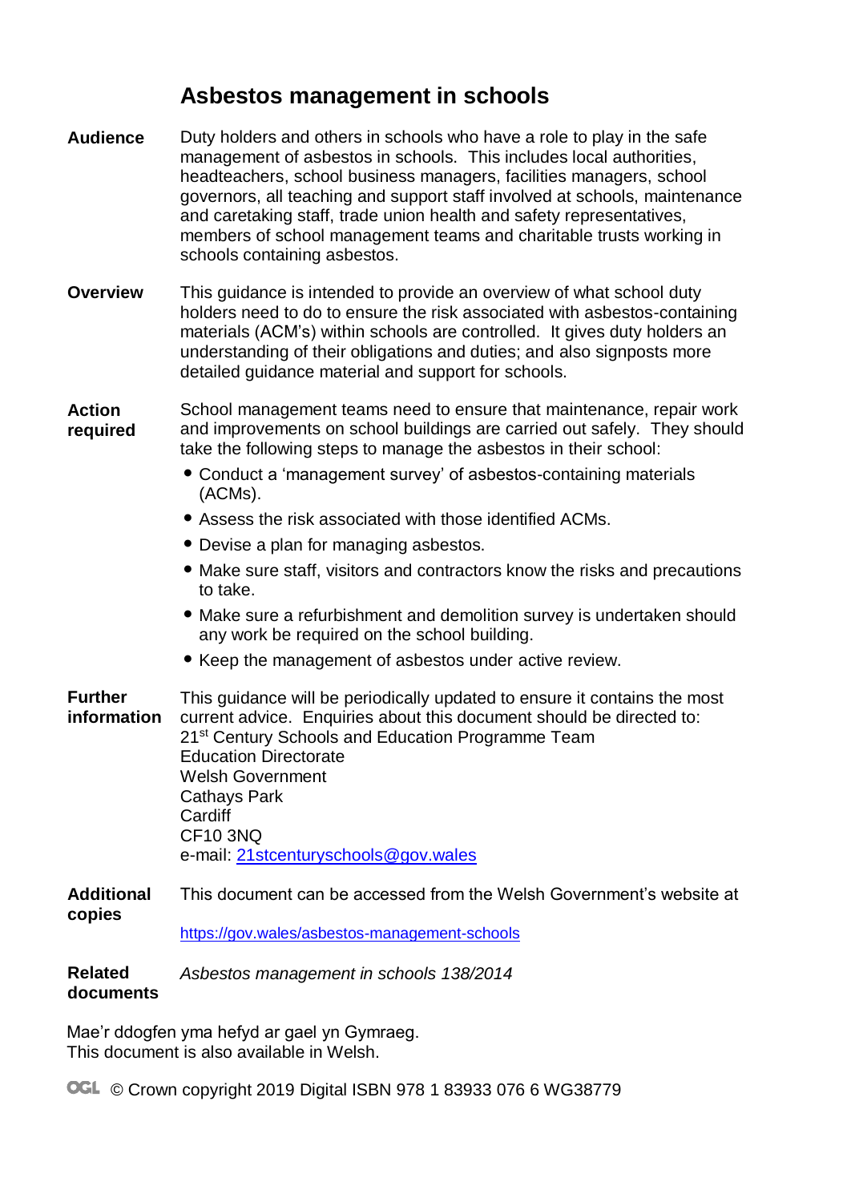# Asbestos management in schools

**Audience**

Duty holders and others in schools who have a role to play in the safe management of asbestos in schools. This includes local authorities, headteachers, school business managers, facilities managers, school governors, all teaching and support staff involved at schools, maintenance and caretaking staff, trade union health and safety representatives, members of school management teams and charitable trusts working in schools containing asbestos.

**Overview**

This guidance is intended to provide an overview of what school duty holders need to do to ensure the risk associated with asbestos-containing materials (ACM's) within schools are controlled. It gives duty holders an understanding of their obligations and duties; and also signposts more detailed guidance material and support for schools.

**Action required**

School management teams need to ensure that maintenance, repair work and improvements on school buildings are carried out safely. They should take the following steps to manage the asbestos in their school:

- Conduct a 'management survey' of asbestos-containing materials (ACMs).
- Assess the risk associated with those identified ACMs.
- Devise a plan for managing asbestos.
- Make sure staff, visitors and contractors know the risks and precautions to take.
- Make sure a refurbishment and demolition survey is undertaken should any work be required on the school building.
- Keep the management of asbestos under active review.

**Further information**

This guidance will be periodically updated to ensure it contains the most current advice. Enquiries about this document should be directed to:
21st Century Schools and Education Programme Team
Education Directorate
Welsh Government
Cathays Park
Cardiff
CF10 3NQ
e-mail: 21stcenturyschools@gov.wales

**Additional copies**

This document can be accessed from the Welsh Government's website at

https://gov.wales/asbestos-management-schools

**Related documents**

*Asbestos management in schools 138/2014*

Mae'r ddogfen yma hefyd ar gael yn Gymraeg.
This document is also available in Welsh.

OGL © Crown copyright 2019 Digital ISBN 978 1 83933 076 6 WG38779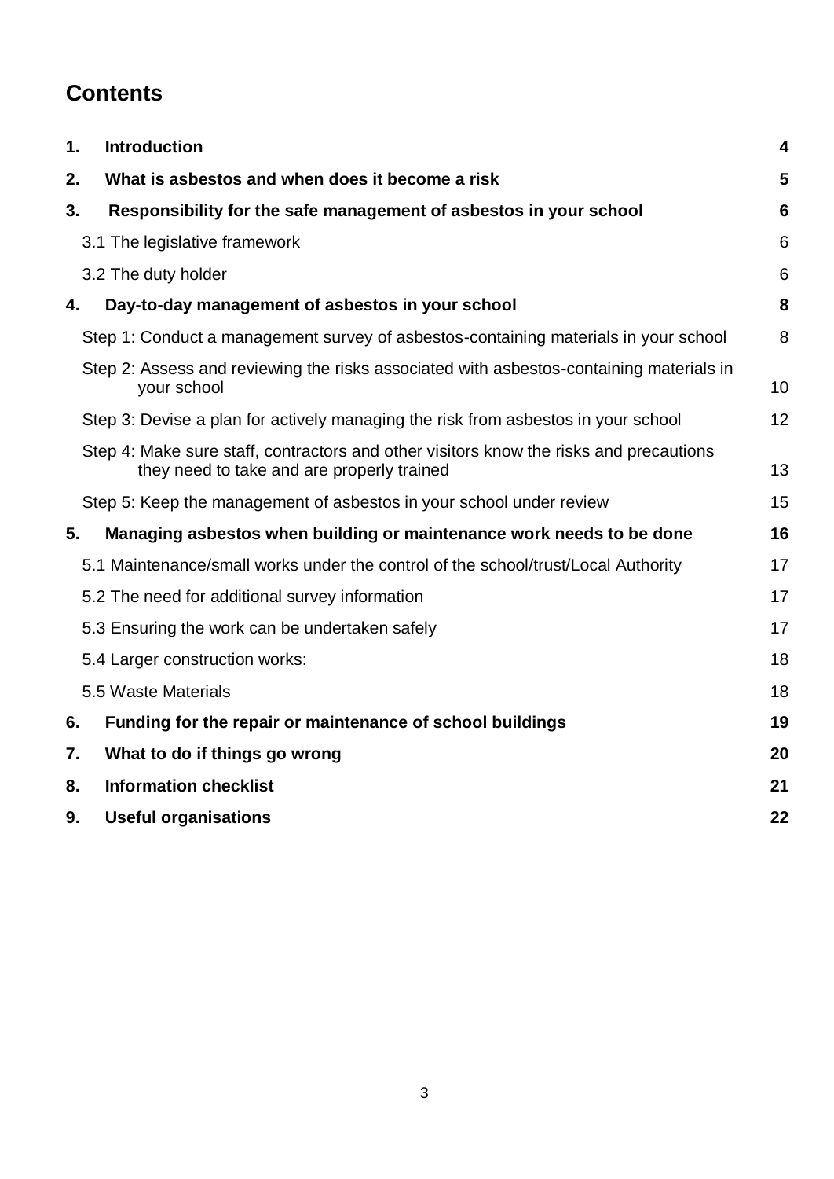# Contents

| | | |
|---|---|---|
| **1.** | **Introduction** | **4** |
| **2.** | **What is asbestos and when does it become a risk** | **5** |
| **3.** | **Responsibility for the safe management of asbestos in your school** | **6** |
| | 3.1 The legislative framework | 6 |
| | 3.2 The duty holder | 6 |
| **4.** | **Day-to-day management of asbestos in your school** | **8** |
| | Step 1: Conduct a management survey of asbestos-containing materials in your school | 8 |
| | Step 2: Assess and reviewing the risks associated with asbestos-containing materials in your school | 10 |
| | Step 3: Devise a plan for actively managing the risk from asbestos in your school | 12 |
| | Step 4: Make sure staff, contractors and other visitors know the risks and precautions they need to take and are properly trained | 13 |
| | Step 5: Keep the management of asbestos in your school under review | 15 |
| **5.** | **Managing asbestos when building or maintenance work needs to be done** | **16** |
| | 5.1 Maintenance/small works under the control of the school/trust/Local Authority | 17 |
| | 5.2 The need for additional survey information | 17 |
| | 5.3 Ensuring the work can be undertaken safely | 17 |
| | 5.4 Larger construction works: | 18 |
| | 5.5 Waste Materials | 18 |
| **6.** | **Funding for the repair or maintenance of school buildings** | **19** |
| **7.** | **What to do if things go wrong** | **20** |
| **8.** | **Information checklist** | **21** |
| **9.** | **Useful organisations** | **22** |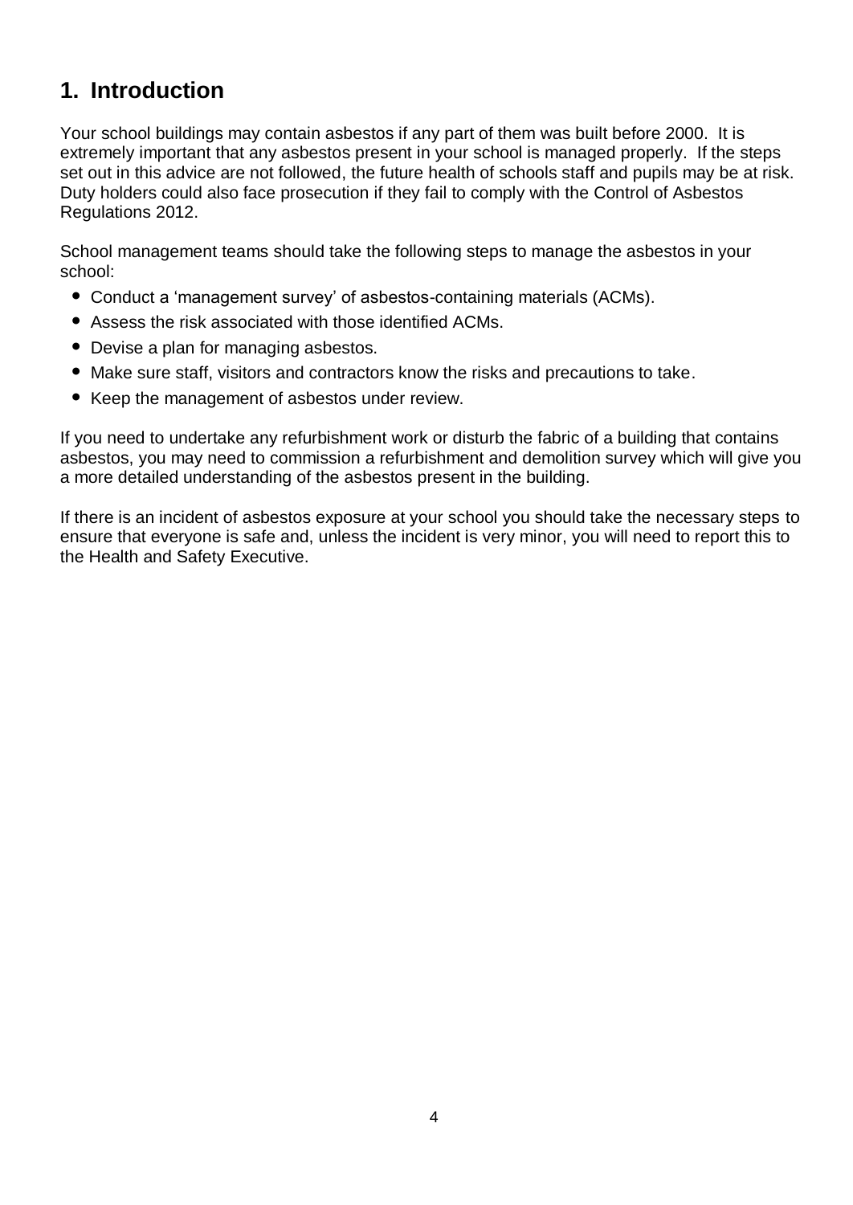# 1. Introduction

Your school buildings may contain asbestos if any part of them was built before 2000. It is extremely important that any asbestos present in your school is managed properly. If the steps set out in this advice are not followed, the future health of schools staff and pupils may be at risk. Duty holders could also face prosecution if they fail to comply with the Control of Asbestos Regulations 2012.

School management teams should take the following steps to manage the asbestos in your school:

- Conduct a 'management survey' of asbestos-containing materials (ACMs).
- Assess the risk associated with those identified ACMs.
- Devise a plan for managing asbestos.
- Make sure staff, visitors and contractors know the risks and precautions to take.
- Keep the management of asbestos under review.

If you need to undertake any refurbishment work or disturb the fabric of a building that contains asbestos, you may need to commission a refurbishment and demolition survey which will give you a more detailed understanding of the asbestos present in the building.

If there is an incident of asbestos exposure at your school you should take the necessary steps to ensure that everyone is safe and, unless the incident is very minor, you will need to report this to the Health and Safety Executive.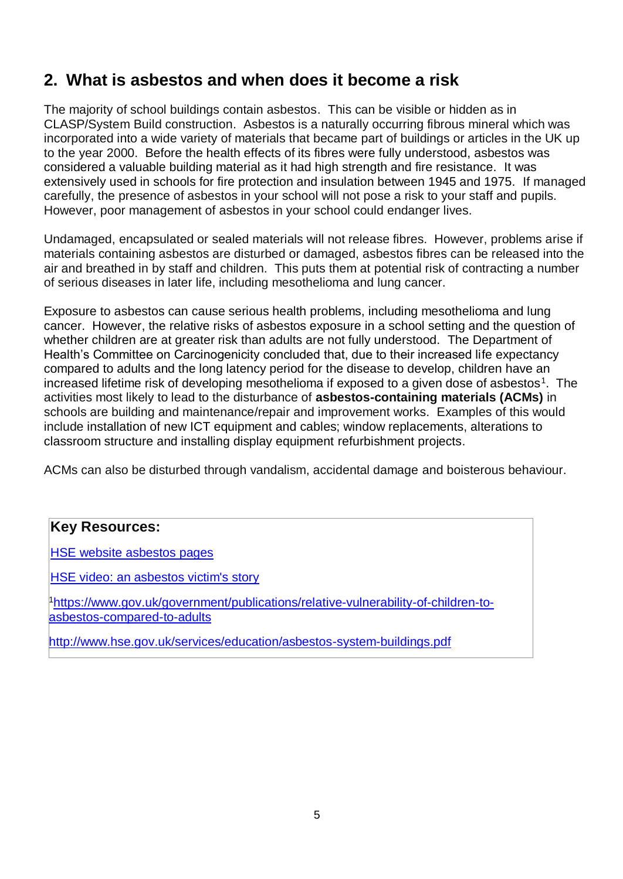## 2. What is asbestos and when does it become a risk

The majority of school buildings contain asbestos. This can be visible or hidden as in CLASP/System Build construction. Asbestos is a naturally occurring fibrous mineral which was incorporated into a wide variety of materials that became part of buildings or articles in the UK up to the year 2000. Before the health effects of its fibres were fully understood, asbestos was considered a valuable building material as it had high strength and fire resistance. It was extensively used in schools for fire protection and insulation between 1945 and 1975. If managed carefully, the presence of asbestos in your school will not pose a risk to your staff and pupils. However, poor management of asbestos in your school could endanger lives.

Undamaged, encapsulated or sealed materials will not release fibres. However, problems arise if materials containing asbestos are disturbed or damaged, asbestos fibres can be released into the air and breathed in by staff and children. This puts them at potential risk of contracting a number of serious diseases in later life, including mesothelioma and lung cancer.

Exposure to asbestos can cause serious health problems, including mesothelioma and lung cancer. However, the relative risks of asbestos exposure in a school setting and the question of whether children are at greater risk than adults are not fully understood. The Department of Health's Committee on Carcinogenicity concluded that, due to their increased life expectancy compared to adults and the long latency period for the disease to develop, children have an increased lifetime risk of developing mesothelioma if exposed to a given dose of asbestos[1]. The activities most likely to lead to the disturbance of **asbestos-containing materials (ACMs)** in schools are building and maintenance/repair and improvement works. Examples of this would include installation of new ICT equipment and cables; window replacements, alterations to classroom structure and installing display equipment refurbishment projects.

ACMs can also be disturbed through vandalism, accidental damage and boisterous behaviour.

**Key Resources:**

HSE website asbestos pages

HSE video: an asbestos victim's story

[1]https://www.gov.uk/government/publications/relative-vulnerability-of-children-to-asbestos-compared-to-adults

http://www.hse.gov.uk/services/education/asbestos-system-buildings.pdf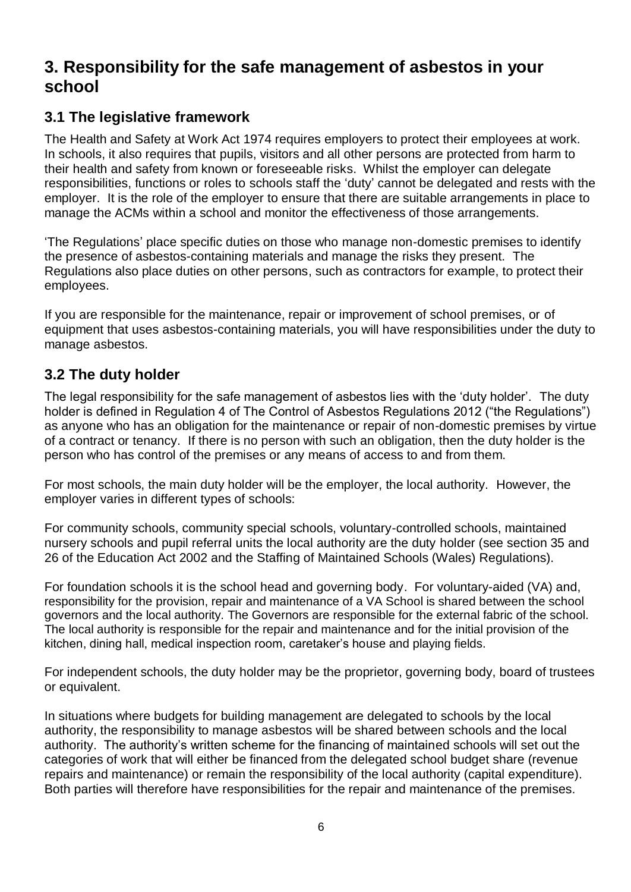## 3. Responsibility for the safe management of asbestos in your school

### 3.1 The legislative framework

The Health and Safety at Work Act 1974 requires employers to protect their employees at work. In schools, it also requires that pupils, visitors and all other persons are protected from harm to their health and safety from known or foreseeable risks. Whilst the employer can delegate responsibilities, functions or roles to schools staff the 'duty' cannot be delegated and rests with the employer. It is the role of the employer to ensure that there are suitable arrangements in place to manage the ACMs within a school and monitor the effectiveness of those arrangements.

'The Regulations' place specific duties on those who manage non-domestic premises to identify the presence of asbestos-containing materials and manage the risks they present. The Regulations also place duties on other persons, such as contractors for example, to protect their employees.

If you are responsible for the maintenance, repair or improvement of school premises, or of equipment that uses asbestos-containing materials, you will have responsibilities under the duty to manage asbestos.

### 3.2 The duty holder

The legal responsibility for the safe management of asbestos lies with the 'duty holder'. The duty holder is defined in Regulation 4 of The Control of Asbestos Regulations 2012 ("the Regulations") as anyone who has an obligation for the maintenance or repair of non-domestic premises by virtue of a contract or tenancy. If there is no person with such an obligation, then the duty holder is the person who has control of the premises or any means of access to and from them.

For most schools, the main duty holder will be the employer, the local authority. However, the employer varies in different types of schools:

For community schools, community special schools, voluntary-controlled schools, maintained nursery schools and pupil referral units the local authority are the duty holder (see section 35 and 26 of the Education Act 2002 and the Staffing of Maintained Schools (Wales) Regulations).

For foundation schools it is the school head and governing body. For voluntary-aided (VA) and, responsibility for the provision, repair and maintenance of a VA School is shared between the school governors and the local authority. The Governors are responsible for the external fabric of the school. The local authority is responsible for the repair and maintenance and for the initial provision of the kitchen, dining hall, medical inspection room, caretaker's house and playing fields.

For independent schools, the duty holder may be the proprietor, governing body, board of trustees or equivalent.

In situations where budgets for building management are delegated to schools by the local authority, the responsibility to manage asbestos will be shared between schools and the local authority. The authority's written scheme for the financing of maintained schools will set out the categories of work that will either be financed from the delegated school budget share (revenue repairs and maintenance) or remain the responsibility of the local authority (capital expenditure). Both parties will therefore have responsibilities for the repair and maintenance of the premises.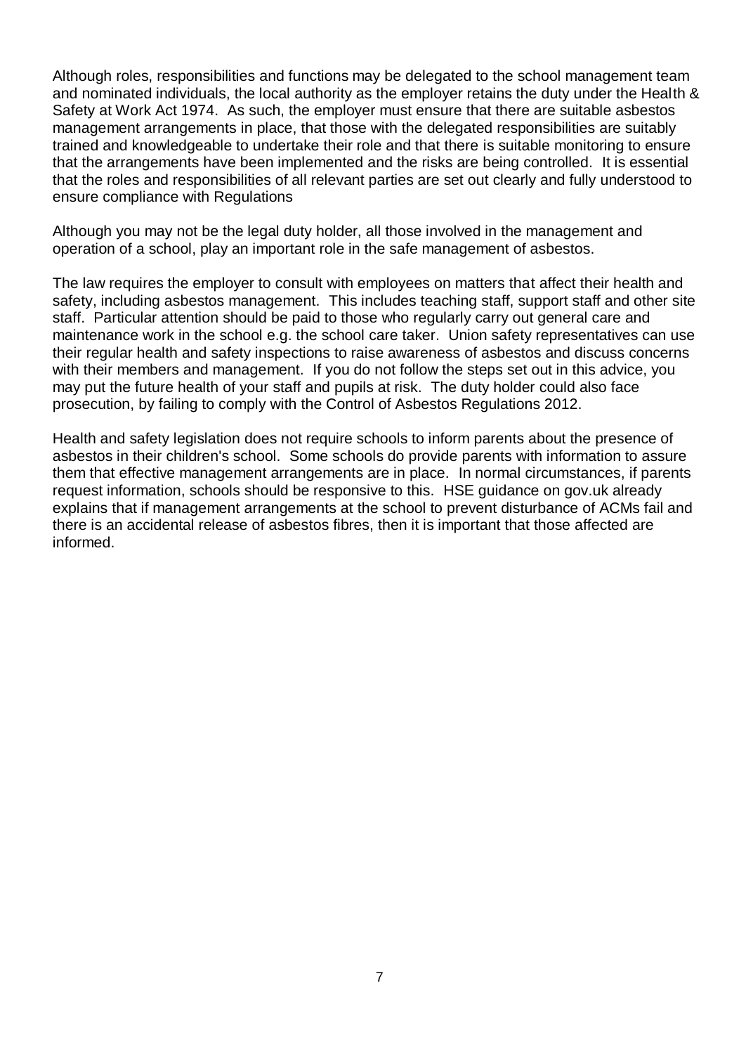Although roles, responsibilities and functions may be delegated to the school management team and nominated individuals, the local authority as the employer retains the duty under the Health & Safety at Work Act 1974. As such, the employer must ensure that there are suitable asbestos management arrangements in place, that those with the delegated responsibilities are suitably trained and knowledgeable to undertake their role and that there is suitable monitoring to ensure that the arrangements have been implemented and the risks are being controlled. It is essential that the roles and responsibilities of all relevant parties are set out clearly and fully understood to ensure compliance with Regulations

Although you may not be the legal duty holder, all those involved in the management and operation of a school, play an important role in the safe management of asbestos.

The law requires the employer to consult with employees on matters that affect their health and safety, including asbestos management. This includes teaching staff, support staff and other site staff. Particular attention should be paid to those who regularly carry out general care and maintenance work in the school e.g. the school care taker. Union safety representatives can use their regular health and safety inspections to raise awareness of asbestos and discuss concerns with their members and management. If you do not follow the steps set out in this advice, you may put the future health of your staff and pupils at risk. The duty holder could also face prosecution, by failing to comply with the Control of Asbestos Regulations 2012.

Health and safety legislation does not require schools to inform parents about the presence of asbestos in their children's school. Some schools do provide parents with information to assure them that effective management arrangements are in place. In normal circumstances, if parents request information, schools should be responsive to this. HSE guidance on gov.uk already explains that if management arrangements at the school to prevent disturbance of ACMs fail and there is an accidental release of asbestos fibres, then it is important that those affected are informed.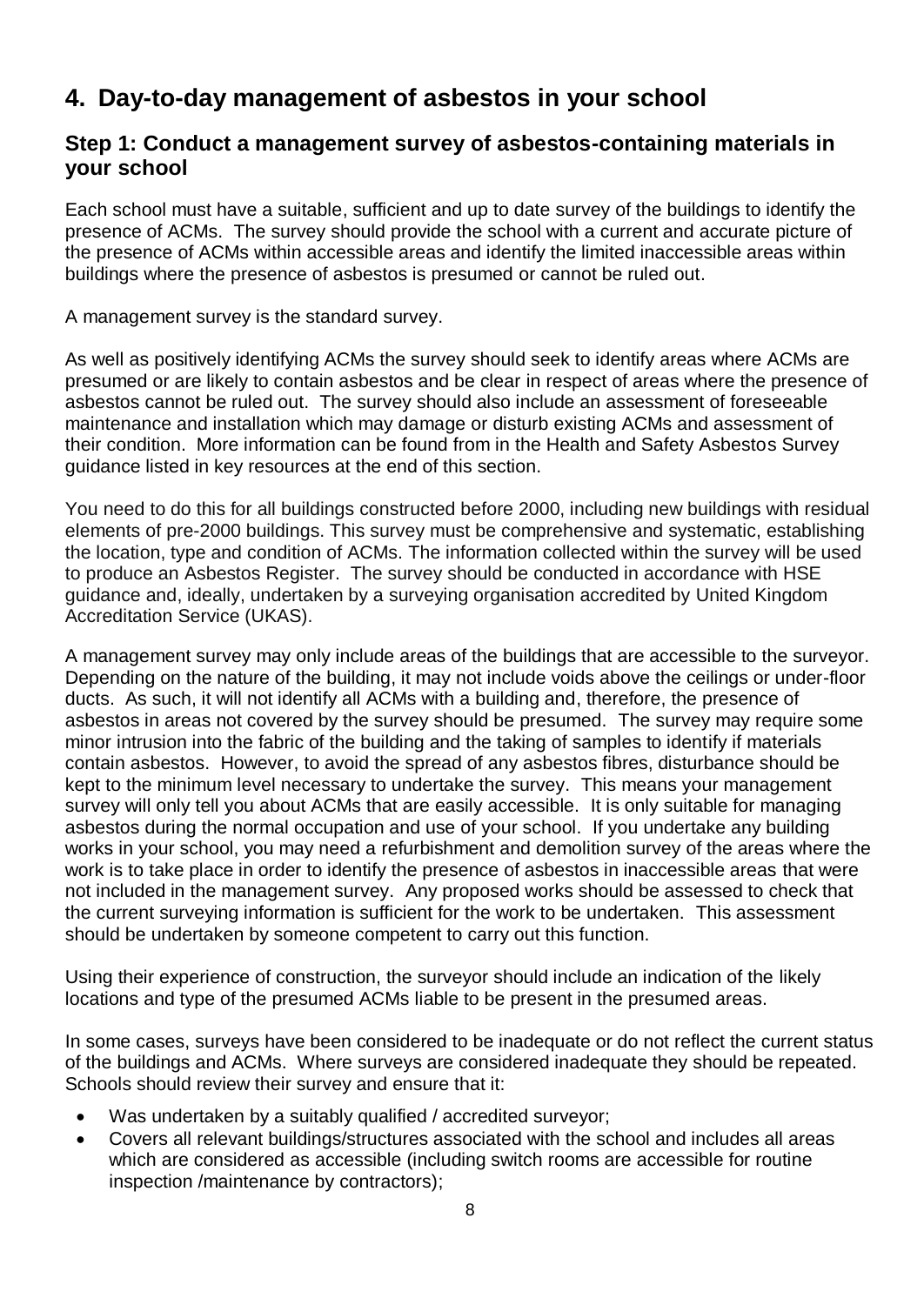## 4. Day-to-day management of asbestos in your school

### Step 1: Conduct a management survey of asbestos-containing materials in your school

Each school must have a suitable, sufficient and up to date survey of the buildings to identify the presence of ACMs. The survey should provide the school with a current and accurate picture of the presence of ACMs within accessible areas and identify the limited inaccessible areas within buildings where the presence of asbestos is presumed or cannot be ruled out.

A management survey is the standard survey.

As well as positively identifying ACMs the survey should seek to identify areas where ACMs are presumed or are likely to contain asbestos and be clear in respect of areas where the presence of asbestos cannot be ruled out. The survey should also include an assessment of foreseeable maintenance and installation which may damage or disturb existing ACMs and assessment of their condition. More information can be found from in the Health and Safety Asbestos Survey guidance listed in key resources at the end of this section.

You need to do this for all buildings constructed before 2000, including new buildings with residual elements of pre-2000 buildings. This survey must be comprehensive and systematic, establishing the location, type and condition of ACMs. The information collected within the survey will be used to produce an Asbestos Register. The survey should be conducted in accordance with HSE guidance and, ideally, undertaken by a surveying organisation accredited by United Kingdom Accreditation Service (UKAS).

A management survey may only include areas of the buildings that are accessible to the surveyor. Depending on the nature of the building, it may not include voids above the ceilings or under-floor ducts. As such, it will not identify all ACMs with a building and, therefore, the presence of asbestos in areas not covered by the survey should be presumed. The survey may require some minor intrusion into the fabric of the building and the taking of samples to identify if materials contain asbestos. However, to avoid the spread of any asbestos fibres, disturbance should be kept to the minimum level necessary to undertake the survey. This means your management survey will only tell you about ACMs that are easily accessible. It is only suitable for managing asbestos during the normal occupation and use of your school. If you undertake any building works in your school, you may need a refurbishment and demolition survey of the areas where the work is to take place in order to identify the presence of asbestos in inaccessible areas that were not included in the management survey. Any proposed works should be assessed to check that the current surveying information is sufficient for the work to be undertaken. This assessment should be undertaken by someone competent to carry out this function.

Using their experience of construction, the surveyor should include an indication of the likely locations and type of the presumed ACMs liable to be present in the presumed areas.

In some cases, surveys have been considered to be inadequate or do not reflect the current status of the buildings and ACMs. Where surveys are considered inadequate they should be repeated. Schools should review their survey and ensure that it:

- Was undertaken by a suitably qualified / accredited surveyor;
- Covers all relevant buildings/structures associated with the school and includes all areas which are considered as accessible (including switch rooms are accessible for routine inspection /maintenance by contractors);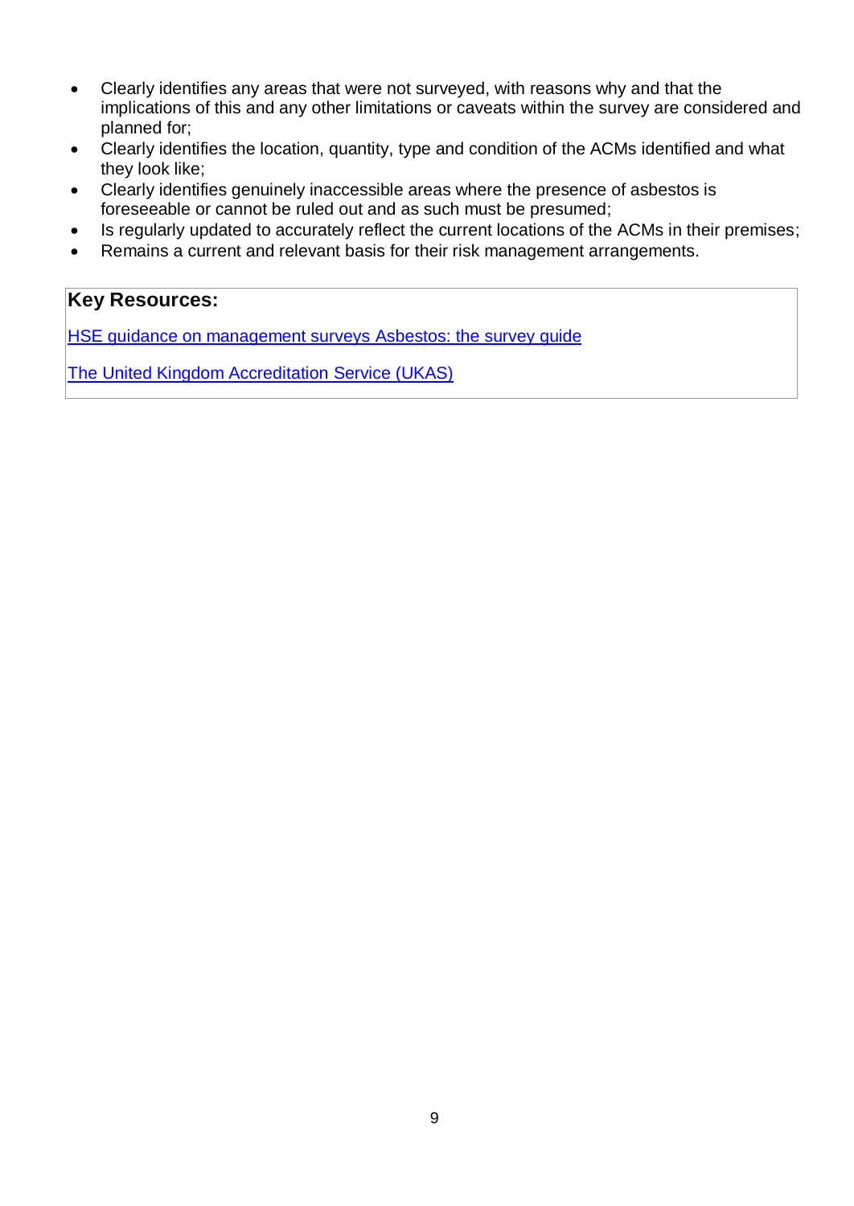- Clearly identifies any areas that were not surveyed, with reasons why and that the implications of this and any other limitations or caveats within the survey are considered and planned for;
- Clearly identifies the location, quantity, type and condition of the ACMs identified and what they look like;
- Clearly identifies genuinely inaccessible areas where the presence of asbestos is foreseeable or cannot be ruled out and as such must be presumed;
- Is regularly updated to accurately reflect the current locations of the ACMs in their premises;
- Remains a current and relevant basis for their risk management arrangements.

**Key Resources:**

HSE guidance on management surveys Asbestos: the survey guide

The United Kingdom Accreditation Service (UKAS)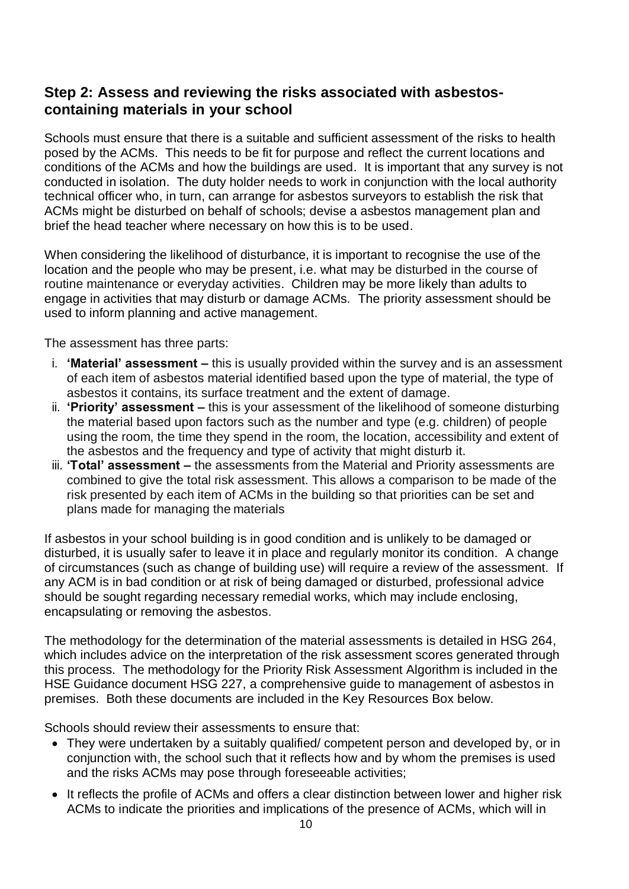## Step 2: Assess and reviewing the risks associated with asbestos-containing materials in your school

Schools must ensure that there is a suitable and sufficient assessment of the risks to health posed by the ACMs. This needs to be fit for purpose and reflect the current locations and conditions of the ACMs and how the buildings are used. It is important that any survey is not conducted in isolation. The duty holder needs to work in conjunction with the local authority technical officer who, in turn, can arrange for asbestos surveyors to establish the risk that ACMs might be disturbed on behalf of schools; devise a asbestos management plan and brief the head teacher where necessary on how this is to be used.

When considering the likelihood of disturbance, it is important to recognise the use of the location and the people who may be present, i.e. what may be disturbed in the course of routine maintenance or everyday activities. Children may be more likely than adults to engage in activities that may disturb or damage ACMs. The priority assessment should be used to inform planning and active management.

The assessment has three parts:

i. **'Material' assessment –** this is usually provided within the survey and is an assessment of each item of asbestos material identified based upon the type of material, the type of asbestos it contains, its surface treatment and the extent of damage.
ii. **'Priority' assessment –** this is your assessment of the likelihood of someone disturbing the material based upon factors such as the number and type (e.g. children) of people using the room, the time they spend in the room, the location, accessibility and extent of the asbestos and the frequency and type of activity that might disturb it.
iii. **'Total' assessment –** the assessments from the Material and Priority assessments are combined to give the total risk assessment. This allows a comparison to be made of the risk presented by each item of ACMs in the building so that priorities can be set and plans made for managing the materials

If asbestos in your school building is in good condition and is unlikely to be damaged or disturbed, it is usually safer to leave it in place and regularly monitor its condition. A change of circumstances (such as change of building use) will require a review of the assessment. If any ACM is in bad condition or at risk of being damaged or disturbed, professional advice should be sought regarding necessary remedial works, which may include enclosing, encapsulating or removing the asbestos.

The methodology for the determination of the material assessments is detailed in HSG 264, which includes advice on the interpretation of the risk assessment scores generated through this process. The methodology for the Priority Risk Assessment Algorithm is included in the HSE Guidance document HSG 227, a comprehensive guide to management of asbestos in premises. Both these documents are included in the Key Resources Box below.

Schools should review their assessments to ensure that:

- They were undertaken by a suitably qualified/ competent person and developed by, or in conjunction with, the school such that it reflects how and by whom the premises is used and the risks ACMs may pose through foreseeable activities;
- It reflects the profile of ACMs and offers a clear distinction between lower and higher risk ACMs to indicate the priorities and implications of the presence of ACMs, which will in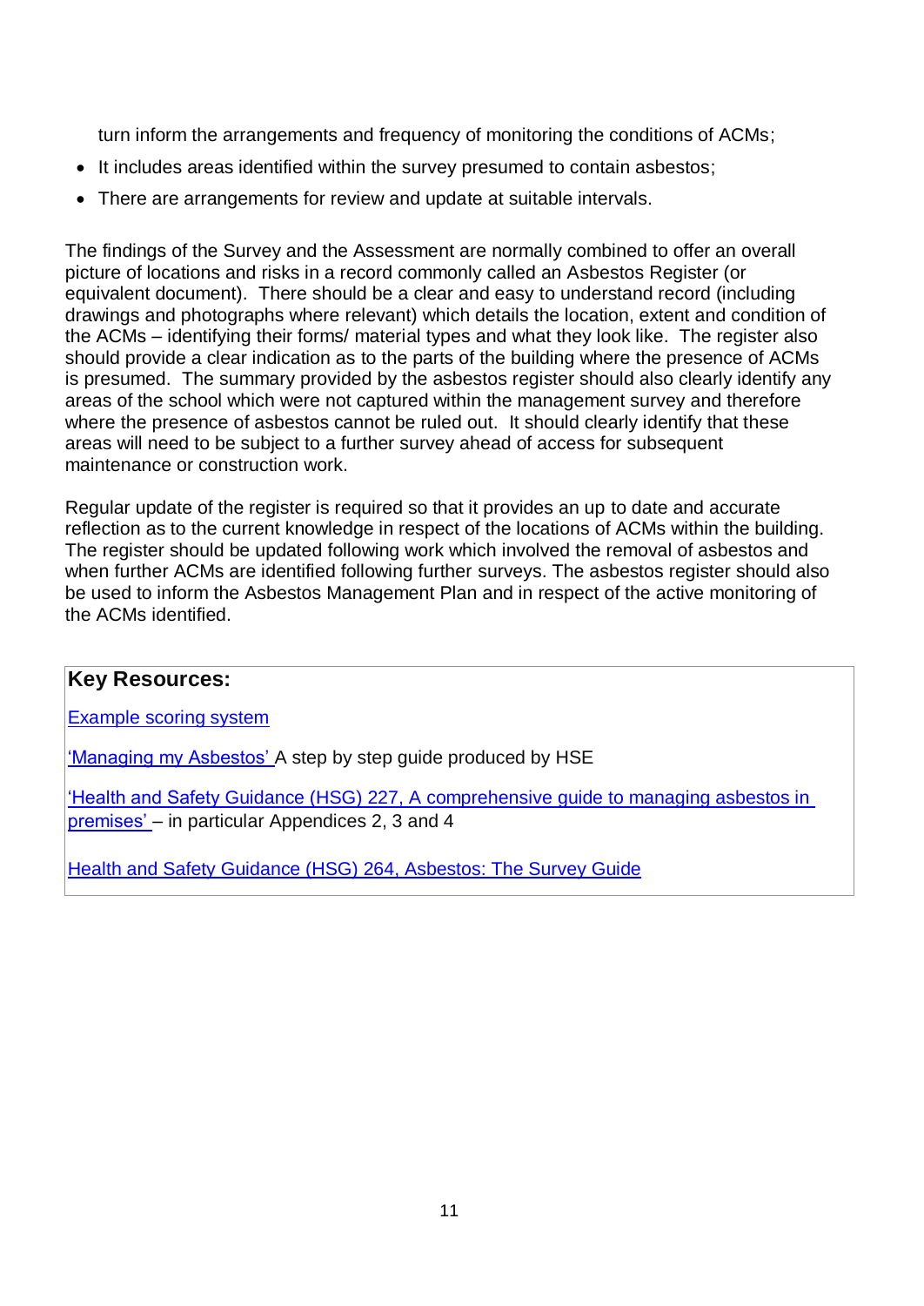turn inform the arrangements and frequency of monitoring the conditions of ACMs;

- It includes areas identified within the survey presumed to contain asbestos;
- There are arrangements for review and update at suitable intervals.

The findings of the Survey and the Assessment are normally combined to offer an overall picture of locations and risks in a record commonly called an Asbestos Register (or equivalent document). There should be a clear and easy to understand record (including drawings and photographs where relevant) which details the location, extent and condition of the ACMs – identifying their forms/ material types and what they look like. The register also should provide a clear indication as to the parts of the building where the presence of ACMs is presumed. The summary provided by the asbestos register should also clearly identify any areas of the school which were not captured within the management survey and therefore where the presence of asbestos cannot be ruled out. It should clearly identify that these areas will need to be subject to a further survey ahead of access for subsequent maintenance or construction work.

Regular update of the register is required so that it provides an up to date and accurate reflection as to the current knowledge in respect of the locations of ACMs within the building. The register should be updated following work which involved the removal of asbestos and when further ACMs are identified following further surveys. The asbestos register should also be used to inform the Asbestos Management Plan and in respect of the active monitoring of the ACMs identified.

**Key Resources:**

Example scoring system

'Managing my Asbestos' A step by step guide produced by HSE

'Health and Safety Guidance (HSG) 227, A comprehensive guide to managing asbestos in premises' – in particular Appendices 2, 3 and 4

Health and Safety Guidance (HSG) 264, Asbestos: The Survey Guide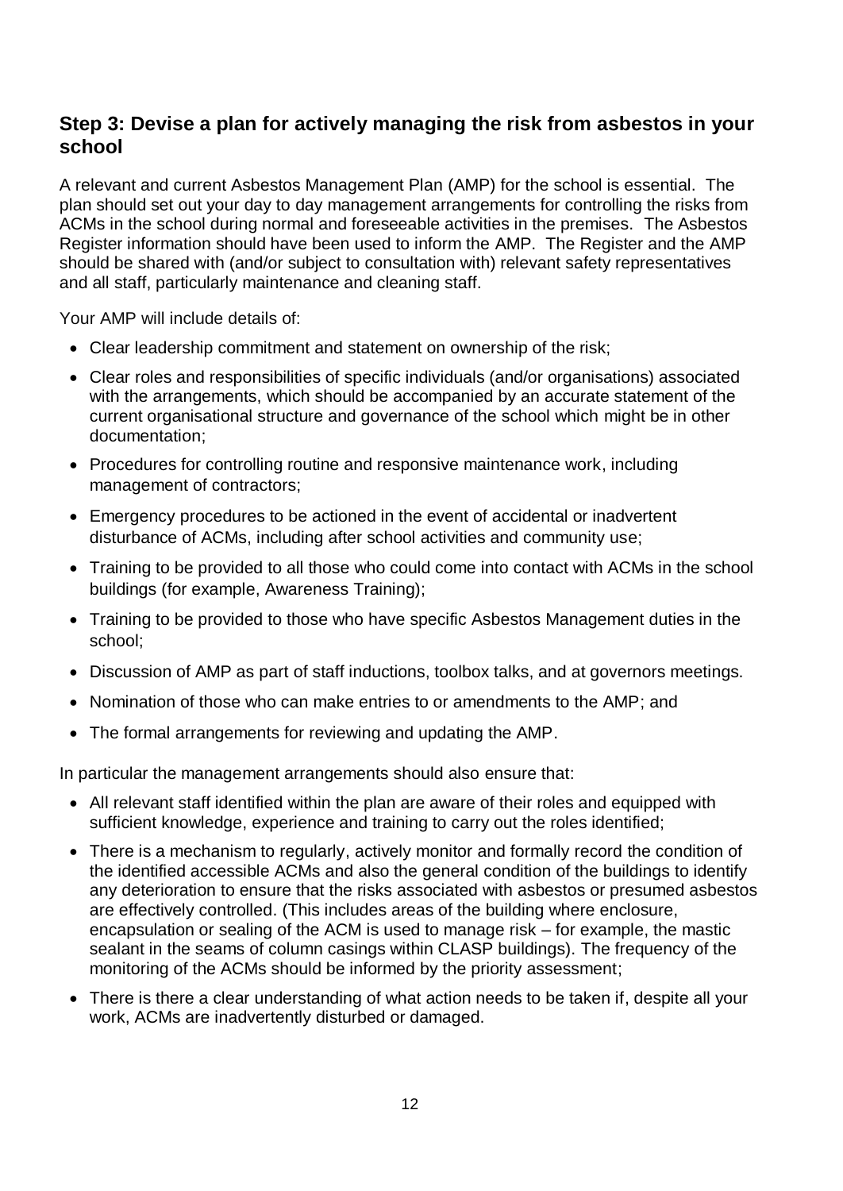## Step 3: Devise a plan for actively managing the risk from asbestos in your school

A relevant and current Asbestos Management Plan (AMP) for the school is essential. The plan should set out your day to day management arrangements for controlling the risks from ACMs in the school during normal and foreseeable activities in the premises. The Asbestos Register information should have been used to inform the AMP. The Register and the AMP should be shared with (and/or subject to consultation with) relevant safety representatives and all staff, particularly maintenance and cleaning staff.

Your AMP will include details of:

- Clear leadership commitment and statement on ownership of the risk;
- Clear roles and responsibilities of specific individuals (and/or organisations) associated with the arrangements, which should be accompanied by an accurate statement of the current organisational structure and governance of the school which might be in other documentation;
- Procedures for controlling routine and responsive maintenance work, including management of contractors;
- Emergency procedures to be actioned in the event of accidental or inadvertent disturbance of ACMs, including after school activities and community use;
- Training to be provided to all those who could come into contact with ACMs in the school buildings (for example, Awareness Training);
- Training to be provided to those who have specific Asbestos Management duties in the school;
- Discussion of AMP as part of staff inductions, toolbox talks, and at governors meetings.
- Nomination of those who can make entries to or amendments to the AMP; and
- The formal arrangements for reviewing and updating the AMP.

In particular the management arrangements should also ensure that:

- All relevant staff identified within the plan are aware of their roles and equipped with sufficient knowledge, experience and training to carry out the roles identified;
- There is a mechanism to regularly, actively monitor and formally record the condition of the identified accessible ACMs and also the general condition of the buildings to identify any deterioration to ensure that the risks associated with asbestos or presumed asbestos are effectively controlled. (This includes areas of the building where enclosure, encapsulation or sealing of the ACM is used to manage risk – for example, the mastic sealant in the seams of column casings within CLASP buildings). The frequency of the monitoring of the ACMs should be informed by the priority assessment;
- There is there a clear understanding of what action needs to be taken if, despite all your work, ACMs are inadvertently disturbed or damaged.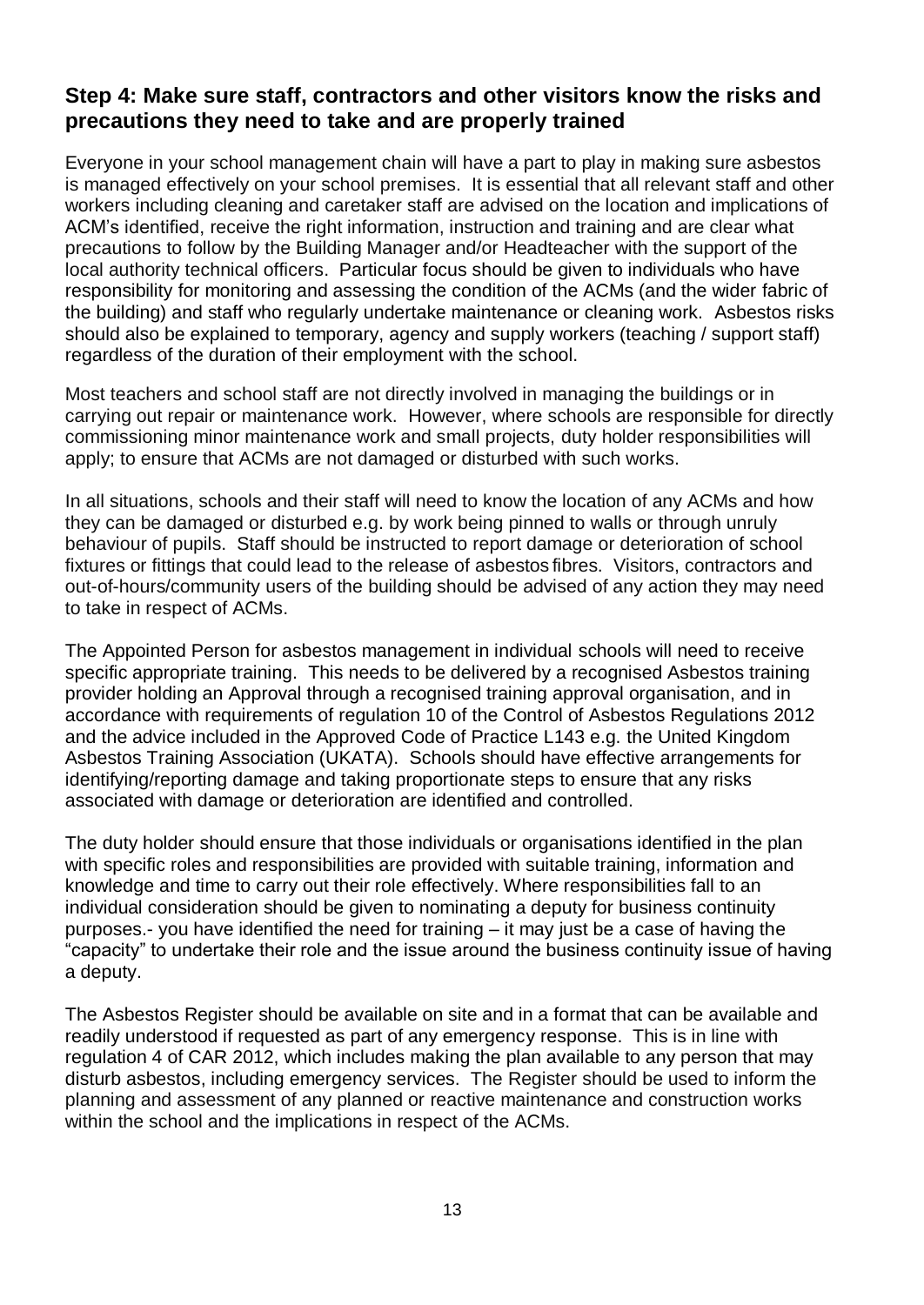## Step 4: Make sure staff, contractors and other visitors know the risks and precautions they need to take and are properly trained

Everyone in your school management chain will have a part to play in making sure asbestos is managed effectively on your school premises. It is essential that all relevant staff and other workers including cleaning and caretaker staff are advised on the location and implications of ACM's identified, receive the right information, instruction and training and are clear what precautions to follow by the Building Manager and/or Headteacher with the support of the local authority technical officers. Particular focus should be given to individuals who have responsibility for monitoring and assessing the condition of the ACMs (and the wider fabric of the building) and staff who regularly undertake maintenance or cleaning work. Asbestos risks should also be explained to temporary, agency and supply workers (teaching / support staff) regardless of the duration of their employment with the school.

Most teachers and school staff are not directly involved in managing the buildings or in carrying out repair or maintenance work. However, where schools are responsible for directly commissioning minor maintenance work and small projects, duty holder responsibilities will apply; to ensure that ACMs are not damaged or disturbed with such works.

In all situations, schools and their staff will need to know the location of any ACMs and how they can be damaged or disturbed e.g. by work being pinned to walls or through unruly behaviour of pupils. Staff should be instructed to report damage or deterioration of school fixtures or fittings that could lead to the release of asbestos fibres. Visitors, contractors and out-of-hours/community users of the building should be advised of any action they may need to take in respect of ACMs.

The Appointed Person for asbestos management in individual schools will need to receive specific appropriate training. This needs to be delivered by a recognised Asbestos training provider holding an Approval through a recognised training approval organisation, and in accordance with requirements of regulation 10 of the Control of Asbestos Regulations 2012 and the advice included in the Approved Code of Practice L143 e.g. the United Kingdom Asbestos Training Association (UKATA). Schools should have effective arrangements for identifying/reporting damage and taking proportionate steps to ensure that any risks associated with damage or deterioration are identified and controlled.

The duty holder should ensure that those individuals or organisations identified in the plan with specific roles and responsibilities are provided with suitable training, information and knowledge and time to carry out their role effectively. Where responsibilities fall to an individual consideration should be given to nominating a deputy for business continuity purposes.- you have identified the need for training – it may just be a case of having the "capacity" to undertake their role and the issue around the business continuity issue of having a deputy.

The Asbestos Register should be available on site and in a format that can be available and readily understood if requested as part of any emergency response. This is in line with regulation 4 of CAR 2012, which includes making the plan available to any person that may disturb asbestos, including emergency services. The Register should be used to inform the planning and assessment of any planned or reactive maintenance and construction works within the school and the implications in respect of the ACMs.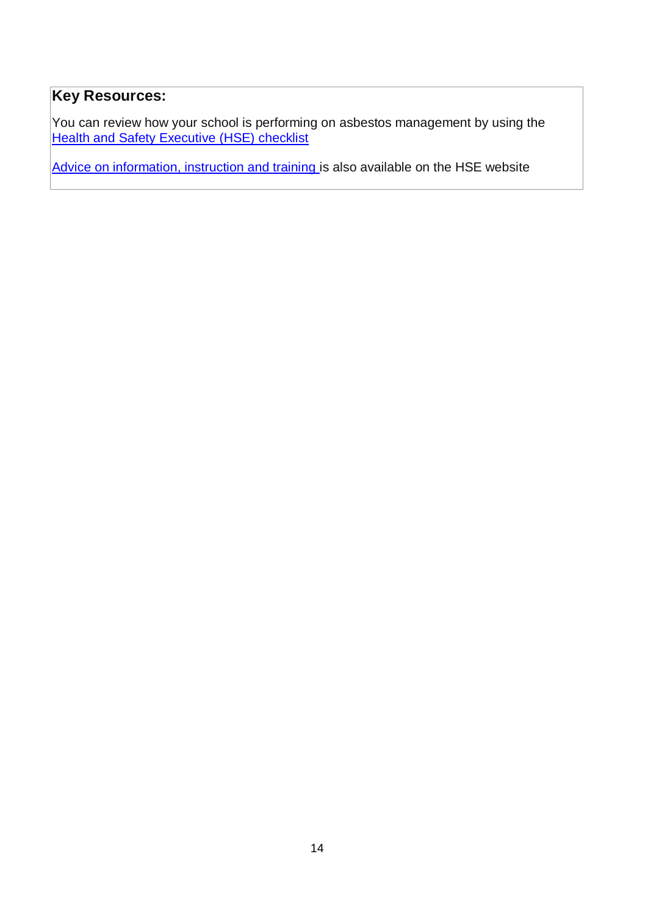**Key Resources:**

You can review how your school is performing on asbestos management by using the Health and Safety Executive (HSE) checklist

Advice on information, instruction and training is also available on the HSE website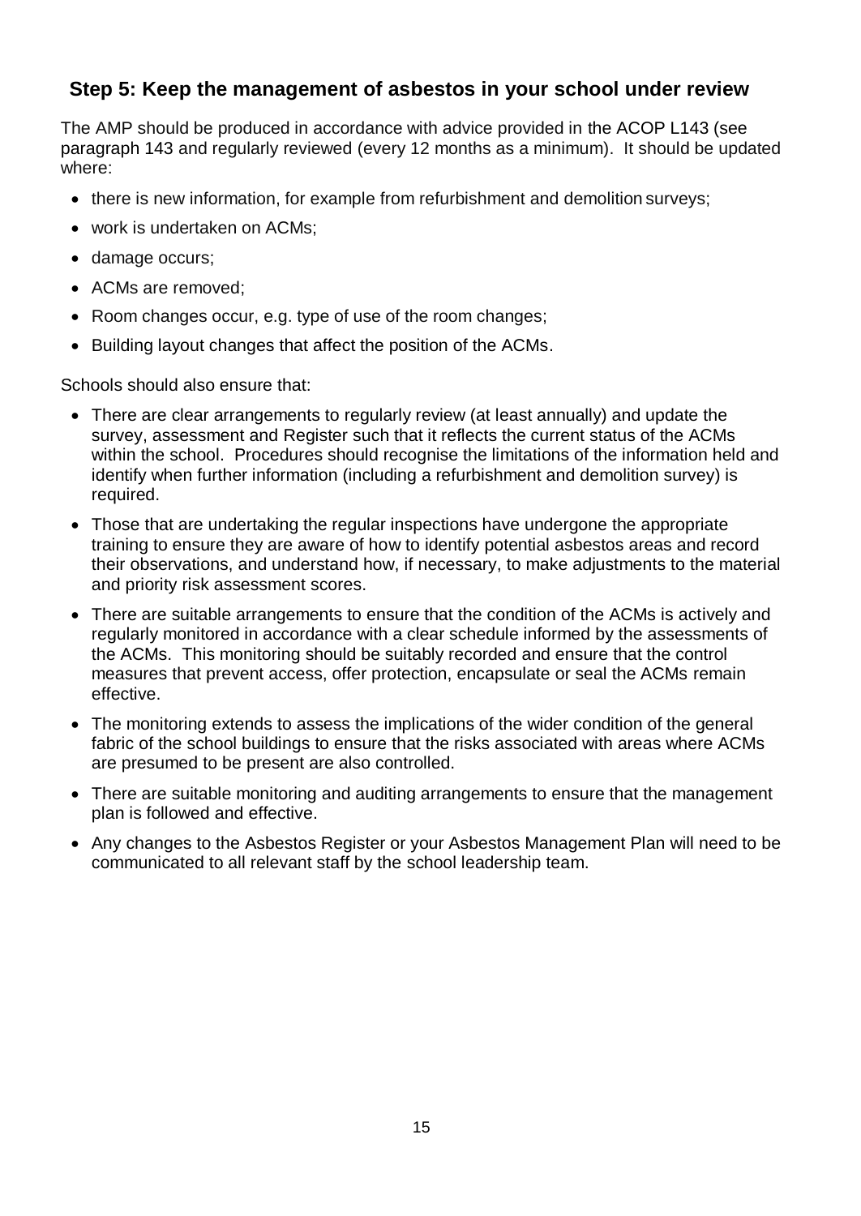## Step 5: Keep the management of asbestos in your school under review

The AMP should be produced in accordance with advice provided in the ACOP L143 (see paragraph 143 and regularly reviewed (every 12 months as a minimum). It should be updated where:

- there is new information, for example from refurbishment and demolition surveys;
- work is undertaken on ACMs;
- damage occurs;
- ACMs are removed;
- Room changes occur, e.g. type of use of the room changes;
- Building layout changes that affect the position of the ACMs.

Schools should also ensure that:

- There are clear arrangements to regularly review (at least annually) and update the survey, assessment and Register such that it reflects the current status of the ACMs within the school. Procedures should recognise the limitations of the information held and identify when further information (including a refurbishment and demolition survey) is required.
- Those that are undertaking the regular inspections have undergone the appropriate training to ensure they are aware of how to identify potential asbestos areas and record their observations, and understand how, if necessary, to make adjustments to the material and priority risk assessment scores.
- There are suitable arrangements to ensure that the condition of the ACMs is actively and regularly monitored in accordance with a clear schedule informed by the assessments of the ACMs. This monitoring should be suitably recorded and ensure that the control measures that prevent access, offer protection, encapsulate or seal the ACMs remain effective.
- The monitoring extends to assess the implications of the wider condition of the general fabric of the school buildings to ensure that the risks associated with areas where ACMs are presumed to be present are also controlled.
- There are suitable monitoring and auditing arrangements to ensure that the management plan is followed and effective.
- Any changes to the Asbestos Register or your Asbestos Management Plan will need to be communicated to all relevant staff by the school leadership team.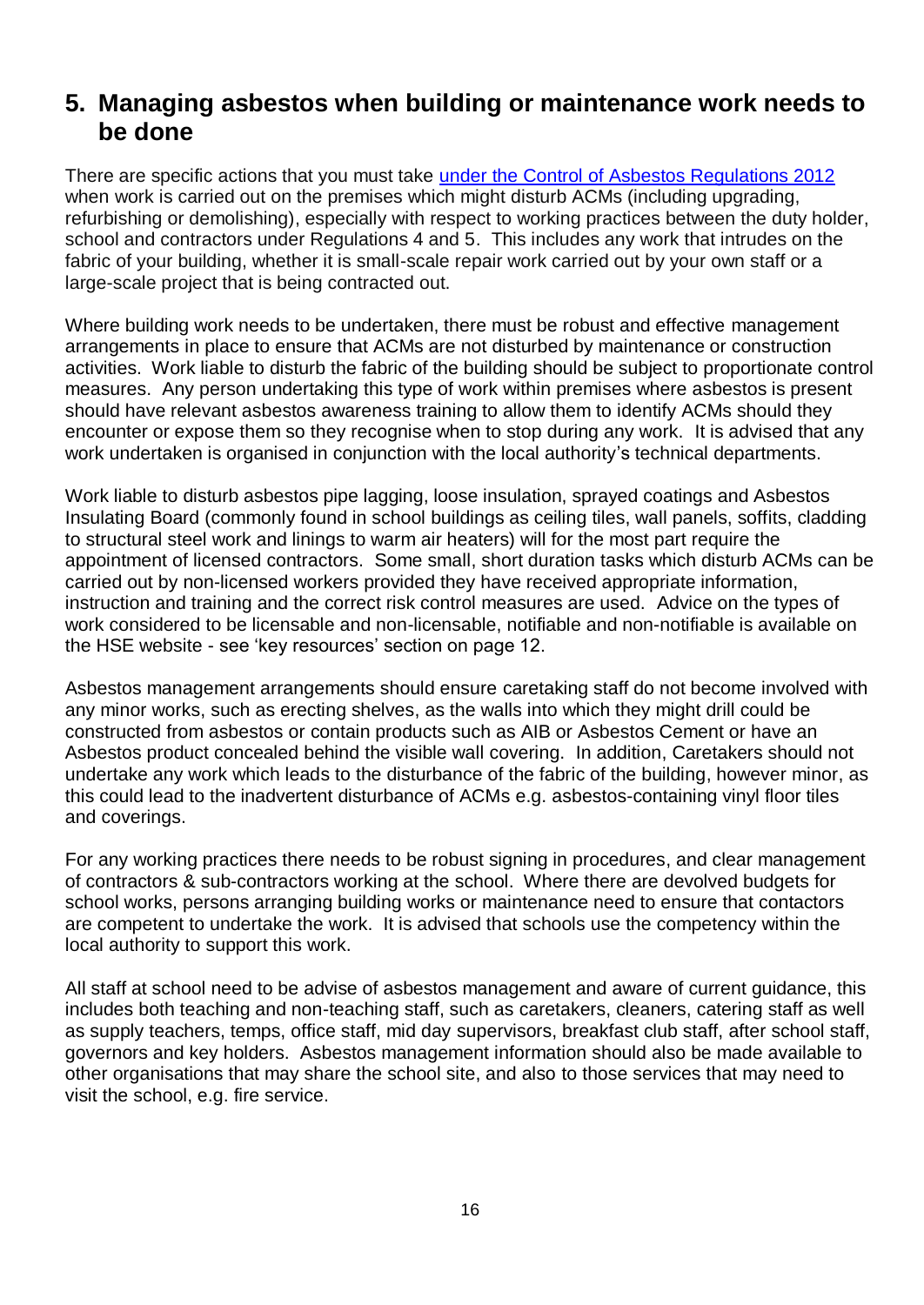## 5. Managing asbestos when building or maintenance work needs to be done

There are specific actions that you must take [under the Control of Asbestos Regulations 2012](#) when work is carried out on the premises which might disturb ACMs (including upgrading, refurbishing or demolishing), especially with respect to working practices between the duty holder, school and contractors under Regulations 4 and 5. This includes any work that intrudes on the fabric of your building, whether it is small-scale repair work carried out by your own staff or a large-scale project that is being contracted out.

Where building work needs to be undertaken, there must be robust and effective management arrangements in place to ensure that ACMs are not disturbed by maintenance or construction activities. Work liable to disturb the fabric of the building should be subject to proportionate control measures. Any person undertaking this type of work within premises where asbestos is present should have relevant asbestos awareness training to allow them to identify ACMs should they encounter or expose them so they recognise when to stop during any work. It is advised that any work undertaken is organised in conjunction with the local authority's technical departments.

Work liable to disturb asbestos pipe lagging, loose insulation, sprayed coatings and Asbestos Insulating Board (commonly found in school buildings as ceiling tiles, wall panels, soffits, cladding to structural steel work and linings to warm air heaters) will for the most part require the appointment of licensed contractors. Some small, short duration tasks which disturb ACMs can be carried out by non-licensed workers provided they have received appropriate information, instruction and training and the correct risk control measures are used. Advice on the types of work considered to be licensable and non-licensable, notifiable and non-notifiable is available on the HSE website - see 'key resources' section on page 12.

Asbestos management arrangements should ensure caretaking staff do not become involved with any minor works, such as erecting shelves, as the walls into which they might drill could be constructed from asbestos or contain products such as AIB or Asbestos Cement or have an Asbestos product concealed behind the visible wall covering. In addition, Caretakers should not undertake any work which leads to the disturbance of the fabric of the building, however minor, as this could lead to the inadvertent disturbance of ACMs e.g. asbestos-containing vinyl floor tiles and coverings.

For any working practices there needs to be robust signing in procedures, and clear management of contractors & sub-contractors working at the school. Where there are devolved budgets for school works, persons arranging building works or maintenance need to ensure that contactors are competent to undertake the work. It is advised that schools use the competency within the local authority to support this work.

All staff at school need to be advise of asbestos management and aware of current guidance, this includes both teaching and non-teaching staff, such as caretakers, cleaners, catering staff as well as supply teachers, temps, office staff, mid day supervisors, breakfast club staff, after school staff, governors and key holders. Asbestos management information should also be made available to other organisations that may share the school site, and also to those services that may need to visit the school, e.g. fire service.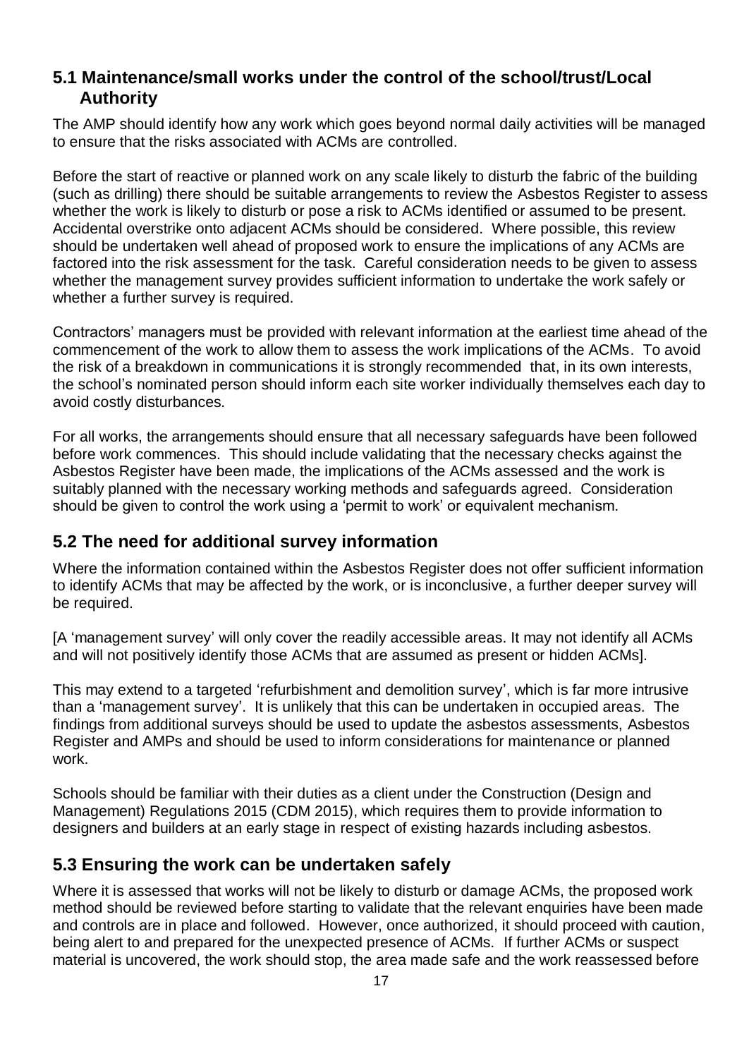## 5.1 Maintenance/small works under the control of the school/trust/Local Authority

The AMP should identify how any work which goes beyond normal daily activities will be managed to ensure that the risks associated with ACMs are controlled.

Before the start of reactive or planned work on any scale likely to disturb the fabric of the building (such as drilling) there should be suitable arrangements to review the Asbestos Register to assess whether the work is likely to disturb or pose a risk to ACMs identified or assumed to be present. Accidental overstrike onto adjacent ACMs should be considered. Where possible, this review should be undertaken well ahead of proposed work to ensure the implications of any ACMs are factored into the risk assessment for the task. Careful consideration needs to be given to assess whether the management survey provides sufficient information to undertake the work safely or whether a further survey is required.

Contractors' managers must be provided with relevant information at the earliest time ahead of the commencement of the work to allow them to assess the work implications of the ACMs. To avoid the risk of a breakdown in communications it is strongly recommended that, in its own interests, the school's nominated person should inform each site worker individually themselves each day to avoid costly disturbances.

For all works, the arrangements should ensure that all necessary safeguards have been followed before work commences. This should include validating that the necessary checks against the Asbestos Register have been made, the implications of the ACMs assessed and the work is suitably planned with the necessary working methods and safeguards agreed. Consideration should be given to control the work using a 'permit to work' or equivalent mechanism.

## 5.2 The need for additional survey information

Where the information contained within the Asbestos Register does not offer sufficient information to identify ACMs that may be affected by the work, or is inconclusive, a further deeper survey will be required.

[A 'management survey' will only cover the readily accessible areas. It may not identify all ACMs and will not positively identify those ACMs that are assumed as present or hidden ACMs].

This may extend to a targeted 'refurbishment and demolition survey', which is far more intrusive than a 'management survey'. It is unlikely that this can be undertaken in occupied areas. The findings from additional surveys should be used to update the asbestos assessments, Asbestos Register and AMPs and should be used to inform considerations for maintenance or planned work.

Schools should be familiar with their duties as a client under the Construction (Design and Management) Regulations 2015 (CDM 2015), which requires them to provide information to designers and builders at an early stage in respect of existing hazards including asbestos.

## 5.3 Ensuring the work can be undertaken safely

Where it is assessed that works will not be likely to disturb or damage ACMs, the proposed work method should be reviewed before starting to validate that the relevant enquiries have been made and controls are in place and followed. However, once authorized, it should proceed with caution, being alert to and prepared for the unexpected presence of ACMs. If further ACMs or suspect material is uncovered, the work should stop, the area made safe and the work reassessed before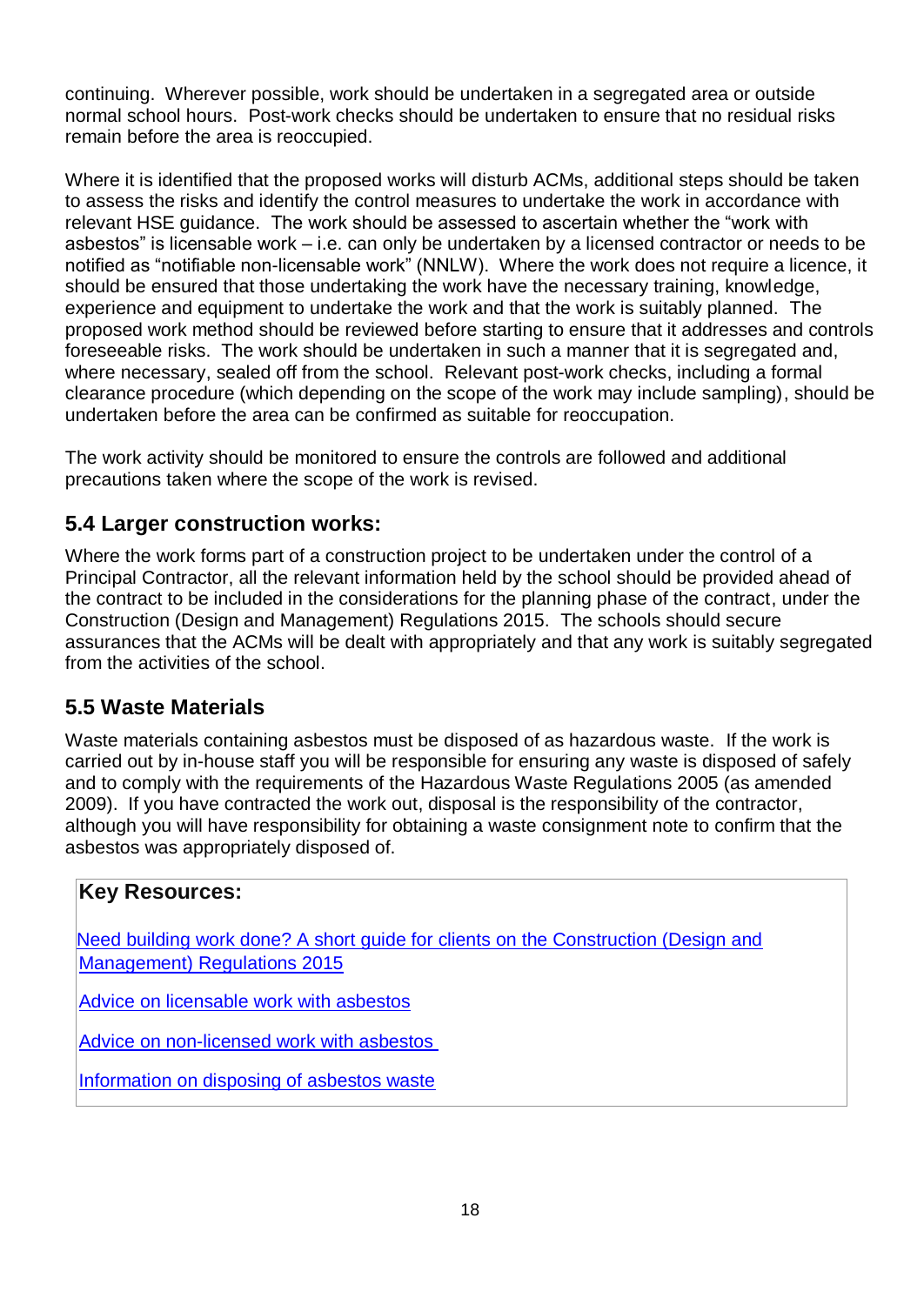continuing. Wherever possible, work should be undertaken in a segregated area or outside normal school hours. Post-work checks should be undertaken to ensure that no residual risks remain before the area is reoccupied.

Where it is identified that the proposed works will disturb ACMs, additional steps should be taken to assess the risks and identify the control measures to undertake the work in accordance with relevant HSE guidance. The work should be assessed to ascertain whether the "work with asbestos" is licensable work – i.e. can only be undertaken by a licensed contractor or needs to be notified as "notifiable non-licensable work" (NNLW). Where the work does not require a licence, it should be ensured that those undertaking the work have the necessary training, knowledge, experience and equipment to undertake the work and that the work is suitably planned. The proposed work method should be reviewed before starting to ensure that it addresses and controls foreseeable risks. The work should be undertaken in such a manner that it is segregated and, where necessary, sealed off from the school. Relevant post-work checks, including a formal clearance procedure (which depending on the scope of the work may include sampling), should be undertaken before the area can be confirmed as suitable for reoccupation.

The work activity should be monitored to ensure the controls are followed and additional precautions taken where the scope of the work is revised.

## 5.4 Larger construction works:

Where the work forms part of a construction project to be undertaken under the control of a Principal Contractor, all the relevant information held by the school should be provided ahead of the contract to be included in the considerations for the planning phase of the contract, under the Construction (Design and Management) Regulations 2015. The schools should secure assurances that the ACMs will be dealt with appropriately and that any work is suitably segregated from the activities of the school.

## 5.5 Waste Materials

Waste materials containing asbestos must be disposed of as hazardous waste. If the work is carried out by in-house staff you will be responsible for ensuring any waste is disposed of safely and to comply with the requirements of the Hazardous Waste Regulations 2005 (as amended 2009). If you have contracted the work out, disposal is the responsibility of the contractor, although you will have responsibility for obtaining a waste consignment note to confirm that the asbestos was appropriately disposed of.

**Key Resources:**

Need building work done? A short guide for clients on the Construction (Design and Management) Regulations 2015

Advice on licensable work with asbestos

Advice on non-licensed work with asbestos

Information on disposing of asbestos waste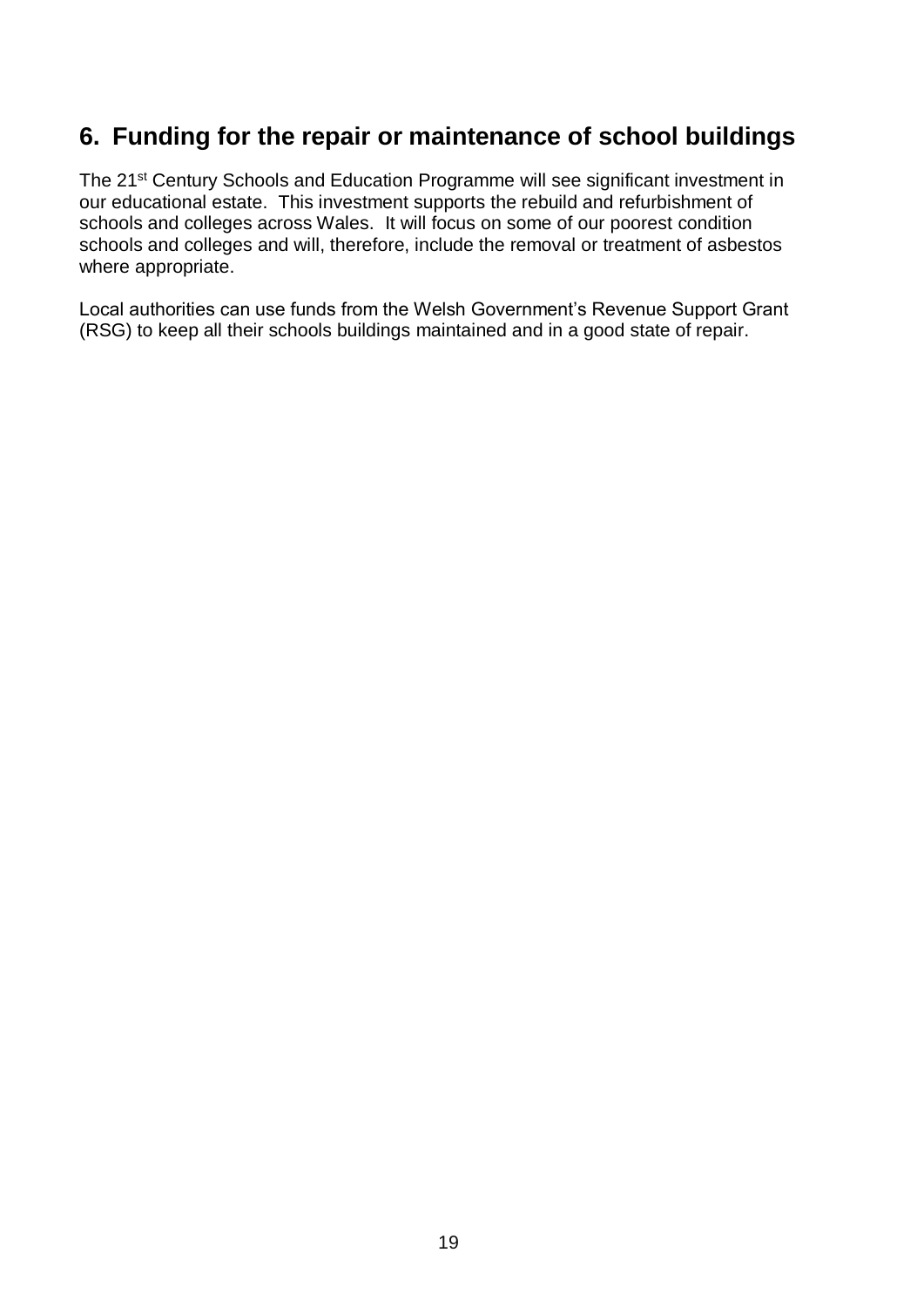## 6. Funding for the repair or maintenance of school buildings

The 21st Century Schools and Education Programme will see significant investment in our educational estate. This investment supports the rebuild and refurbishment of schools and colleges across Wales. It will focus on some of our poorest condition schools and colleges and will, therefore, include the removal or treatment of asbestos where appropriate.

Local authorities can use funds from the Welsh Government's Revenue Support Grant (RSG) to keep all their schools buildings maintained and in a good state of repair.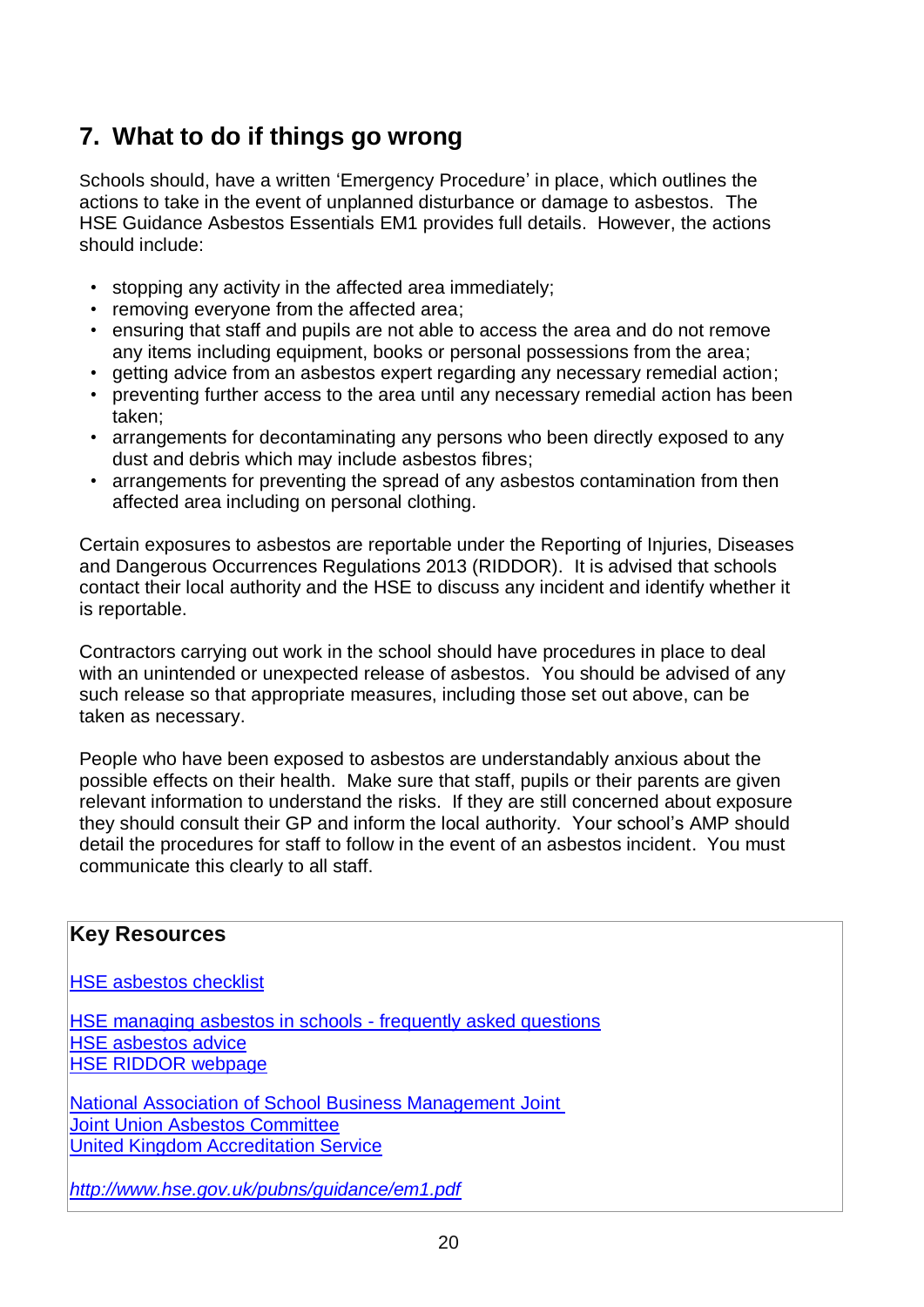## 7. What to do if things go wrong

Schools should, have a written 'Emergency Procedure' in place, which outlines the actions to take in the event of unplanned disturbance or damage to asbestos. The HSE Guidance Asbestos Essentials EM1 provides full details. However, the actions should include:

- stopping any activity in the affected area immediately;
- removing everyone from the affected area;
- ensuring that staff and pupils are not able to access the area and do not remove any items including equipment, books or personal possessions from the area;
- getting advice from an asbestos expert regarding any necessary remedial action;
- preventing further access to the area until any necessary remedial action has been taken;
- arrangements for decontaminating any persons who been directly exposed to any dust and debris which may include asbestos fibres;
- arrangements for preventing the spread of any asbestos contamination from then affected area including on personal clothing.

Certain exposures to asbestos are reportable under the Reporting of Injuries, Diseases and Dangerous Occurrences Regulations 2013 (RIDDOR). It is advised that schools contact their local authority and the HSE to discuss any incident and identify whether it is reportable.

Contractors carrying out work in the school should have procedures in place to deal with an unintended or unexpected release of asbestos. You should be advised of any such release so that appropriate measures, including those set out above, can be taken as necessary.

People who have been exposed to asbestos are understandably anxious about the possible effects on their health. Make sure that staff, pupils or their parents are given relevant information to understand the risks. If they are still concerned about exposure they should consult their GP and inform the local authority. Your school's AMP should detail the procedures for staff to follow in the event of an asbestos incident. You must communicate this clearly to all staff.

**Key Resources**

HSE asbestos checklist

HSE managing asbestos in schools - frequently asked questions
HSE asbestos advice
HSE RIDDOR webpage

National Association of School Business Management Joint
Joint Union Asbestos Committee
United Kingdom Accreditation Service

*http://www.hse.gov.uk/pubns/guidance/em1.pdf*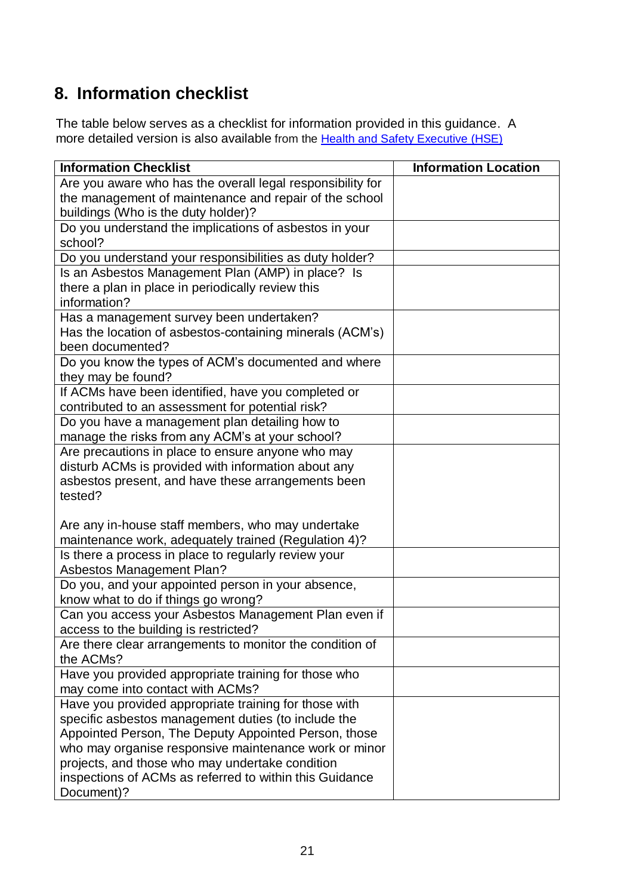## 8. Information checklist

The table below serves as a checklist for information provided in this guidance. A more detailed version is also available from the [Health and Safety Executive (HSE)]()

| Information Checklist | Information Location |
|---|---|
| Are you aware who has the overall legal responsibility for the management of maintenance and repair of the school buildings (Who is the duty holder)? | |
| Do you understand the implications of asbestos in your school? | |
| Do you understand your responsibilities as duty holder? | |
| Is an Asbestos Management Plan (AMP) in place? Is there a plan in place in periodically review this information? | |
| Has a management survey been undertaken? Has the location of asbestos-containing minerals (ACM's) been documented? | |
| Do you know the types of ACM's documented and where they may be found? | |
| If ACMs have been identified, have you completed or contributed to an assessment for potential risk? | |
| Do you have a management plan detailing how to manage the risks from any ACM's at your school? | |
| Are precautions in place to ensure anyone who may disturb ACMs is provided with information about any asbestos present, and have these arrangements been tested?<br><br>Are any in-house staff members, who may undertake maintenance work, adequately trained (Regulation 4)? | |
| Is there a process in place to regularly review your Asbestos Management Plan? | |
| Do you, and your appointed person in your absence, know what to do if things go wrong? | |
| Can you access your Asbestos Management Plan even if access to the building is restricted? | |
| Are there clear arrangements to monitor the condition of the ACMs? | |
| Have you provided appropriate training for those who may come into contact with ACMs? | |
| Have you provided appropriate training for those with specific asbestos management duties (to include the Appointed Person, The Deputy Appointed Person, those who may organise responsive maintenance work or minor projects, and those who may undertake condition inspections of ACMs as referred to within this Guidance Document)? | |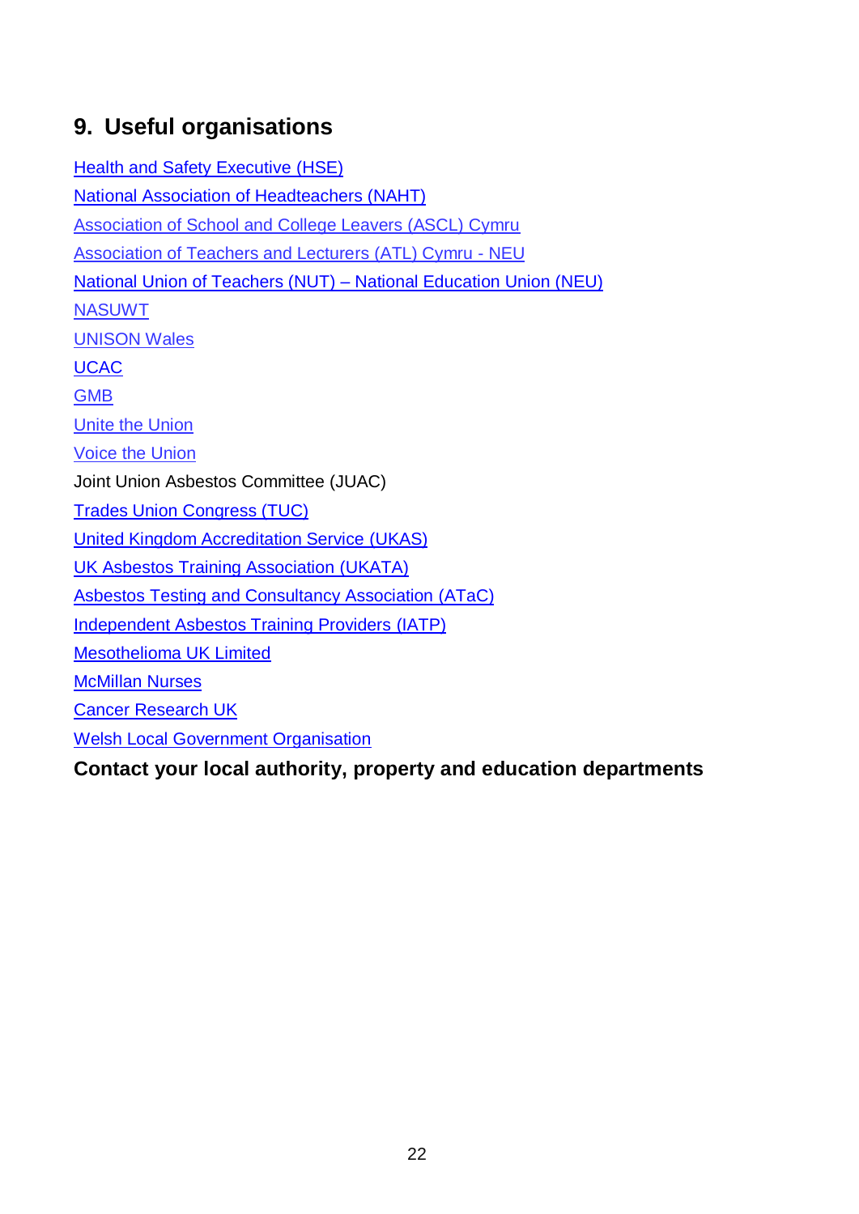## 9. Useful organisations

Health and Safety Executive (HSE)

National Association of Headteachers (NAHT)

Association of School and College Leavers (ASCL) Cymru

Association of Teachers and Lecturers (ATL) Cymru - NEU

National Union of Teachers (NUT) – National Education Union (NEU)

NASUWT

UNISON Wales

UCAC

GMB

Unite the Union

Voice the Union

Joint Union Asbestos Committee (JUAC)

Trades Union Congress (TUC)

United Kingdom Accreditation Service (UKAS)

UK Asbestos Training Association (UKATA)

Asbestos Testing and Consultancy Association (ATaC)

Independent Asbestos Training Providers (IATP)

Mesothelioma UK Limited

McMillan Nurses

Cancer Research UK

Welsh Local Government Organisation

**Contact your local authority, property and education departments**